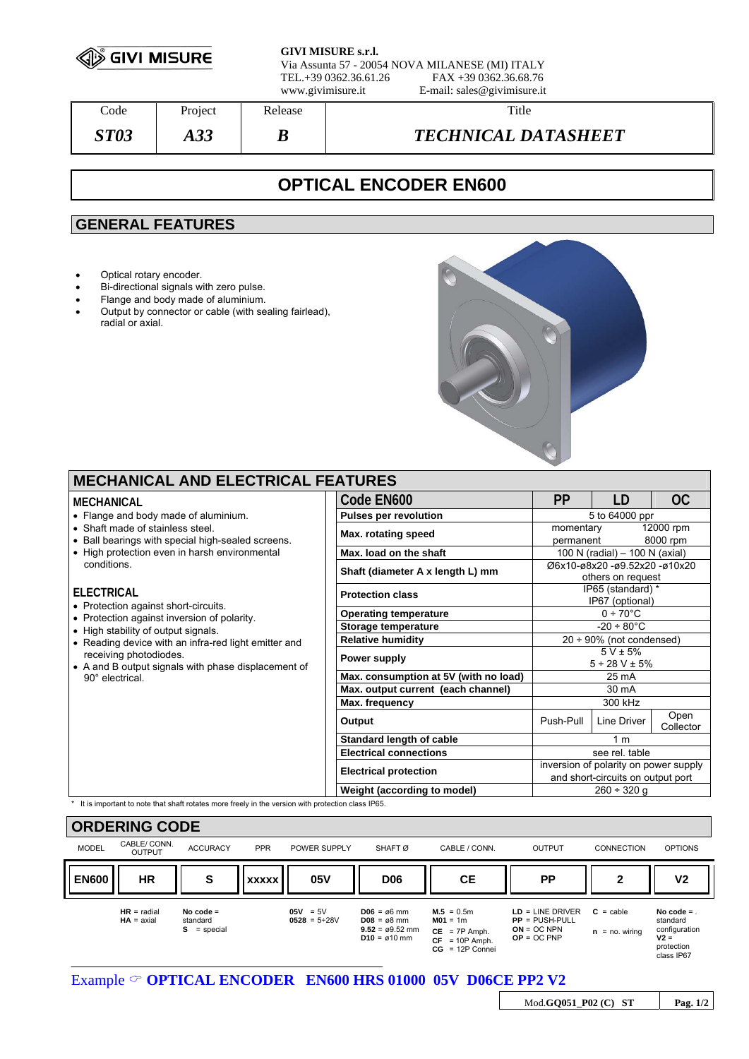GIVI MISURE

**GIVI MISURE s.r.l.**
Via Assunta 57 - 20054 NOVA MILANESE (MI) ITALY
TEL.+39 0362.36.61.26 FAX +39 0362.36.68.76
www.givimisure.it E-mail: sales@givimisure.it

| Code | Project | Release | Title |
|---|---|---|---|
| *ST03* | *A33* | *B* | *TECHNICAL DATASHEET* |

# OPTICAL ENCODER EN600

## GENERAL FEATURES

- Optical rotary encoder.
- Bi-directional signals with zero pulse.
- Flange and body made of aluminium.
- Output by connector or cable (with sealing fairlead), radial or axial.

## MECHANICAL AND ELECTRICAL FEATURES

### MECHANICAL

- Flange and body made of aluminium.
- Shaft made of stainless steel.
- Ball bearings with special high-sealed screens.
- High protection even in harsh environmental conditions.

### ELECTRICAL

- Protection against short-circuits.
- Protection against inversion of polarity.
- High stability of output signals.
- Reading device with an infra-red light emitter and receiving photodiodes.
- A and B output signals with phase displacement of 90° electrical.

| Code EN600 | PP | LD | OC |
|---|---|---|---|
| **Pulses per revolution** | 5 to 64000 ppr | | |
| **Max. rotating speed** | momentary 12000 rpm<br>permanent 8000 rpm | | |
| **Max. load on the shaft** | 100 N (radial) – 100 N (axial) | | |
| **Shaft (diameter A x length L) mm** | Ø6x10-ø8x20 -ø9.52x20 -ø10x20<br>others on request | | |
| **Protection class** | IP65 (standard) *<br>IP67 (optional) | | |
| **Operating temperature** | 0 ÷ 70°C | | |
| **Storage temperature** | -20 ÷ 80°C | | |
| **Relative humidity** | 20 ÷ 90% (not condensed) | | |
| **Power supply** | 5 V ± 5%<br>5 ÷ 28 V ± 5% | | |
| **Max. consumption at 5V (with no load)** | 25 mA | | |
| **Max. output current (each channel)** | 30 mA | | |
| **Max. frequency** | 300 kHz | | |
| **Output** | Push-Pull | Line Driver | Open Collector |
| **Standard length of cable** | 1 m | | |
| **Electrical connections** | see rel. table | | |
| **Electrical protection** | inversion of polarity on power supply and short-circuits on output port | | |
| **Weight (according to model)** | 260 ÷ 320 g | | |

\* It is important to note that shaft rotates more freely in the version with protection class IP65.

## ORDERING CODE

| MODEL | CABLE/ CONN. OUTPUT | ACCURACY | PPR | POWER SUPPLY | SHAFT Ø | CABLE / CONN. | OUTPUT | CONNECTION | OPTIONS |
|---|---|---|---|---|---|---|---|---|---|
| **EN600** | **HR** | **S** | **XXXXX** | **05V** | **D06** | **CE** | **PP** | **2** | **V2** |
| | **HR** = radial<br>**HA** = axial | **No code** = standard<br>**S** = special | | **05V** = 5V<br>**0528** = 5÷28V | **D06** = ø6 mm<br>**D08** = ø8 mm<br>**9.52** = ø9.52 mm<br>**D10** = ø10 mm | **M.5** = 0.5m<br>**M01** = 1m<br>**CE** = 7P Amph.<br>**CF** = 10P Amph.<br>**CG** = 12P Connei | **LD** = LINE DRIVER<br>**PP** = PUSH-PULL<br>**ON** = OC NPN<br>**OP** = OC PNP | **C** = cable<br>**n** = no. wiring | **No code** = standard configuration<br>**V2** = protection class IP67 |

Example ☞ **OPTICAL ENCODER EN600 HRS 01000 05V D06CE PP2 V2**

Mod.**GQ051_P02 (C) ST**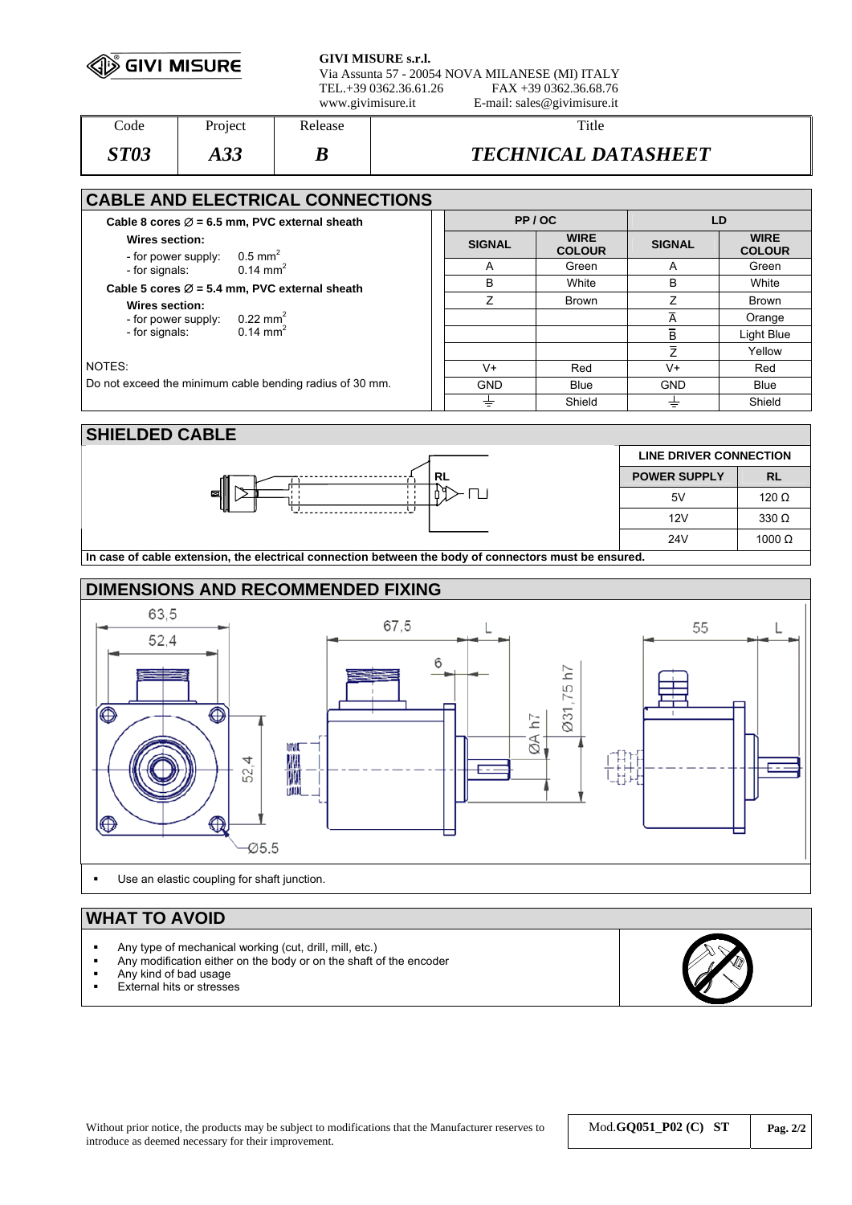GIVI MISURE s.r.l.
Via Assunta 57 - 20054 NOVA MILANESE (MI) ITALY
TEL.+39 0362.36.61.26 FAX +39 0362.36.68.76
www.givimisure.it E-mail: sales@givimisure.it

| Code | Project | Release | Title |
|---|---|---|---|
| *ST03* | *A33* | *B* | *TECHNICAL DATASHEET* |

## CABLE AND ELECTRICAL CONNECTIONS

**Cable 8 cores ∅ = 6.5 mm, PVC external sheath**

**Wires section:**
- for power supply: 0.5 $mm^2$
- for signals: 0.14 $mm^2$

**Cable 5 cores ∅ = 5.4 mm, PVC external sheath**

**Wires section:**
- for power supply: 0.22 $mm^2$
- for signals: 0.14 $mm^2$

NOTES:

Do not exceed the minimum cable bending radius of 30 mm.

| PP / OC | | LD | |
|---|---|---|---|
| **SIGNAL** | **WIRE COLOUR** | **SIGNAL** | **WIRE COLOUR** |
| A | Green | A | Green |
| B | White | B | White |
| Z | Brown | Z | Brown |
| | | $\overline{A}$ | Orange |
| | | $\overline{B}$ | Light Blue |
| | | $\overline{Z}$ | Yellow |
| V+ | Red | V+ | Red |
| GND | Blue | GND | Blue |
| ⏚ | Shield | ⏚ | Shield |

## SHIELDED CABLE

RL

| LINE DRIVER CONNECTION | |
|---|---|
| **POWER SUPPLY** | **RL** |
| 5V | 120 Ω |
| 12V | 330 Ω |
| 24V | 1000 Ω |

**In case of cable extension, the electrical connection between the body of connectors must be ensured.**

## DIMENSIONS AND RECOMMENDED FIXING

63,5
52,4
52,4
Ø5,5
67,5
L
6
ØA h7
Ø31,75 h7
55
L

- Use an elastic coupling for shaft junction.

## WHAT TO AVOID

- Any type of mechanical working (cut, drill, mill, etc.)
- Any modification either on the body or on the shaft of the encoder
- Any kind of bad usage
- External hits or stresses

Without prior notice, the products may be subject to modifications that the Manufacturer reserves to introduce as deemed necessary for their improvement.

Mod.**GQ051_P02 (C) ST**